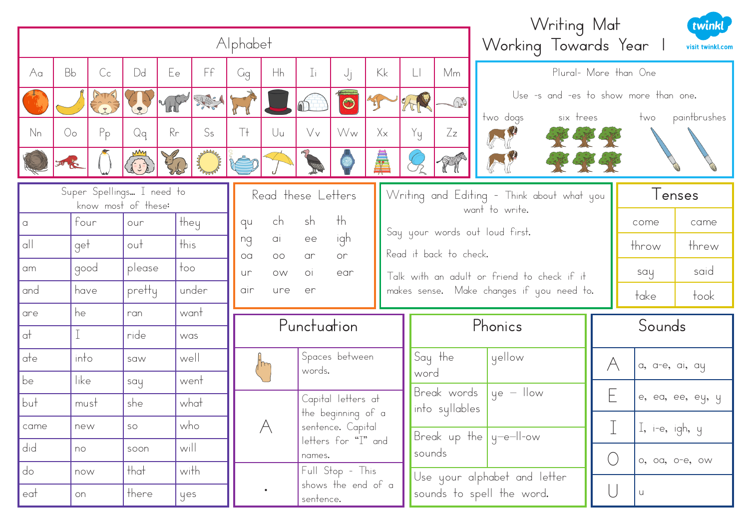# Writing Mat
## Working Towards Year 1

twinkl
visit twinkl.com

## Alphabet

| Aa | Bb | Cc | Dd | Ee | Ff | Gg | Hh | Ii | Jj | Kk | Ll | Mm |
|---|---|---|---|---|---|---|---|---|---|---|---|---|
| Nn | Oo | Pp | Qq | Rr | Ss | Tt | Uu | Vv | Ww | Xx | Yy | Zz |

## Plural- More than One

Use -s and -es to show more than one.

two dogs | six trees | two paintbrushes

## Super Spellings… I need to know most of these:

| | | | |
|---|---|---|---|
| a | four | our | they |
| all | get | out | this |
| am | good | please | too |
| and | have | pretty | under |
| are | he | ran | want |
| at | I | ride | was |
| ate | into | saw | well |
| be | like | say | went |
| but | must | she | what |
| came | new | so | who |
| did | no | soon | will |
| do | now | that | with |
| eat | on | there | yes |

## Read these Letters

| | | | |
|---|---|---|---|
| qu | ch | sh | th |
| ng | ai | ee | igh |
| oa | oo | ar | or |
| ur | ow | oi | ear |
| air | ure | er | |

## Writing and Editing - Think about what you want to write.

Say your words out loud first.

Read it back to check.

Talk with an adult or friend to check if it makes sense. Make changes if you need to.

## Tenses

| | |
|---|---|
| come | came |
| throw | threw |
| say | said |
| take | took |

## Punctuation

| | |
|---|---|
| | Spaces between words. |
| A | Capital letters at the beginning of a sentence. Capital letters for "I" and names. |
| . | Full Stop - This shows the end of a sentence. |

## Phonics

| | |
|---|---|
| Say the word | yellow |
| Break words into syllables | ye – llow |
| Break up the sounds | y–e–ll–ow |

Use your alphabet and letter sounds to spell the word.

## Sounds

| | |
|---|---|
| A | a, a-e, ai, ay |
| E | e, ea, ee, ey, y |
| I | I, i-e, igh, y |
| O | o, oa, o-e, ow |
| U | u |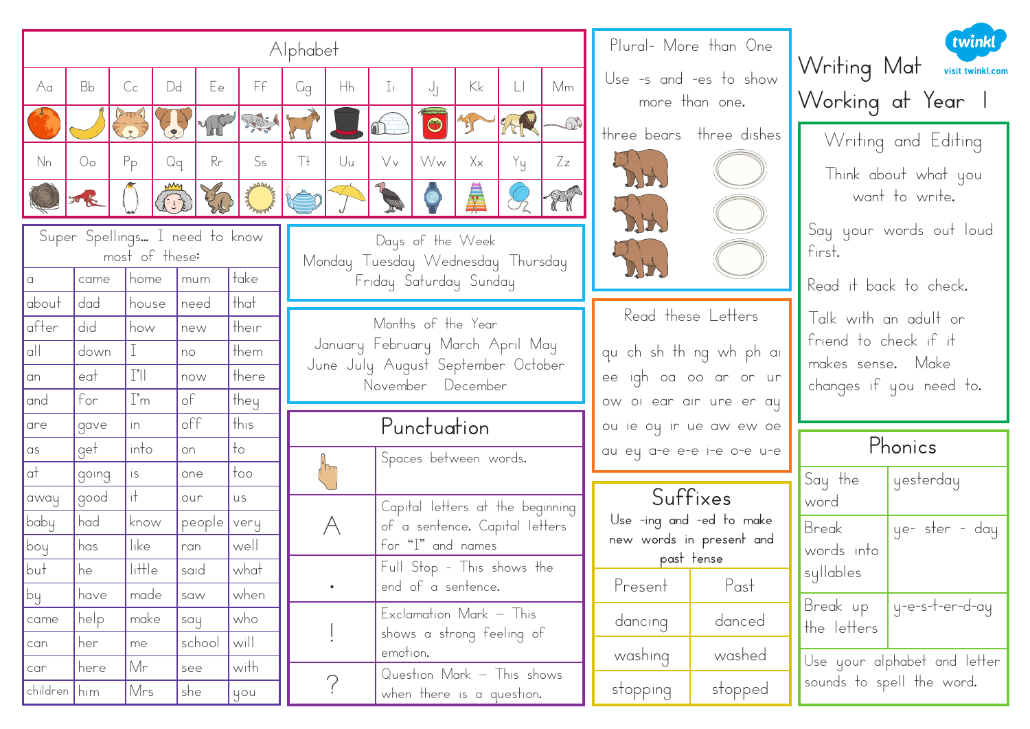# Writing Mat Working at Year 1

visit twinkl.com

## Alphabet

| Aa | Bb | Cc | Dd | Ee | Ff | Gg | Hh | Ii | Jj | Kk | Ll | Mm |
|---|---|---|---|---|---|---|---|---|---|---|---|---|
| Nn | Oo | Pp | Qq | Rr | Ss | Tt | Uu | Vv | Ww | Xx | Yy | Zz |

## Super Spellings... I need to know most of these:

| | | | | |
|---|---|---|---|---|
| a | came | home | mum | take |
| about | dad | house | need | that |
| after | did | how | new | their |
| all | down | I | no | them |
| an | eat | I'll | now | there |
| and | for | I'm | of | they |
| are | gave | in | off | this |
| as | get | into | on | to |
| at | going | is | one | too |
| away | good | it | our | us |
| baby | had | know | people | very |
| boy | has | like | ran | well |
| but | he | little | said | what |
| by | have | made | saw | when |
| came | help | make | say | who |
| can | her | me | school | will |
| car | here | Mr | see | with |
| children | him | Mrs | she | you |

## Days of the Week

Monday Tuesday Wednesday Thursday Friday Saturday Sunday

## Months of the Year

January February March April May June July August September October November December

## Punctuation

| | |
|---|---|
| | Spaces between words. |
| A | Capital letters at the beginning of a sentence. Capital letters for "I" and names |
| . | Full Stop - This shows the end of a sentence. |
| ! | Exclamation Mark – This shows a strong feeling of emotion. |
| ? | Question Mark – This shows when there is a question. |

## Plural- More than One

Use -s and -es to show more than one.

three bears three dishes

## Read these Letters

qu ch sh th ng wh ph ai ee igh oa oo ar or ur ow oi ear air ure er ay ou ie oy ir ue aw ew oe au ey a-e e-e i-e o-e u-e

## Suffixes

Use -ing and -ed to make new words in present and past tense

| Present | Past |
|---|---|
| dancing | danced |
| washing | washed |
| stopping | stopped |

## Writing and Editing

Think about what you want to write.

Say your words out loud first.

Read it back to check.

Talk with an adult or friend to check if it makes sense. Make changes if you need to.

## Phonics

| | |
|---|---|
| Say the word | yesterday |
| Break words into syllables | ye- ster - day |
| Break up the letters | y-e-s-t-er-d-ay |

Use your alphabet and letter sounds to spell the word.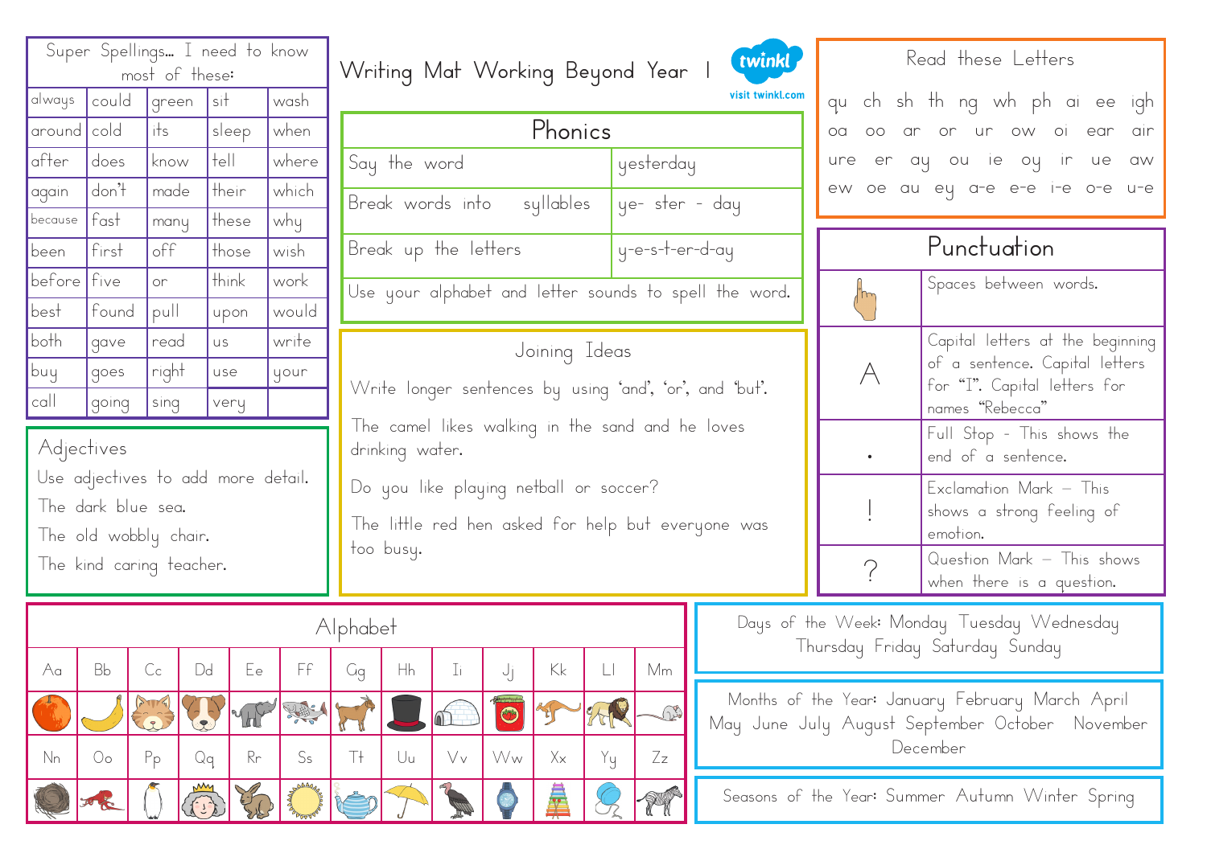# Writing Mat Working Beyond Year 1

twinkl
visit twinkl.com

## Super Spellings... I need to know most of these:

| | | | | |
|---|---|---|---|---|
| always | could | green | sit | wash |
| around | cold | its | sleep | when |
| after | does | know | tell | where |
| again | don't | made | their | which |
| because | fast | many | these | why |
| been | first | off | those | wish |
| before | five | or | think | work |
| best | found | pull | upon | would |
| both | gave | read | us | write |
| buy | goes | right | use | your |
| call | going | sing | very | |

## Phonics

| | |
|---|---|
| Say the word | yesterday |
| Break words into syllables | ye- ster - day |
| Break up the letters | y-e-s-t-er-d-ay |

Use your alphabet and letter sounds to spell the word.

## Read these Letters

qu ch sh th ng wh ph ai ee igh
oa oo ar or ur ow oi ear air
ure er ay ou ie oy ir ue aw
ew oe au ey a-e e-e i-e o-e u-e

## Adjectives

Use adjectives to add more detail.

The dark blue sea.

The old wobbly chair.

The kind caring teacher.

## Joining Ideas

Write longer sentences by using 'and', 'or', and 'but'.

The camel likes walking in the sand and he loves drinking water.

Do you like playing netball or soccer?

The little red hen asked for help but everyone was too busy.

## Punctuation

| | |
|---|---|
| | Spaces between words. |
| A | Capital letters at the beginning of a sentence. Capital letters for "I". Capital letters for names "Rebecca" |
| . | Full Stop - This shows the end of a sentence. |
| ! | Exclamation Mark – This shows a strong feeling of emotion. |
| ? | Question Mark – This shows when there is a question. |

## Alphabet

| Aa | Bb | Cc | Dd | Ee | Ff | Gg | Hh | Ii | Jj | Kk | Ll | Mm |
|---|---|---|---|---|---|---|---|---|---|---|---|---|
| Nn | Oo | Pp | Qq | Rr | Ss | Tt | Uu | Vv | Ww | Xx | Yy | Zz |

Days of the Week: Monday Tuesday Wednesday Thursday Friday Saturday Sunday

Months of the Year: January February March April May June July August September October November December

Seasons of the Year: Summer Autumn Winter Spring